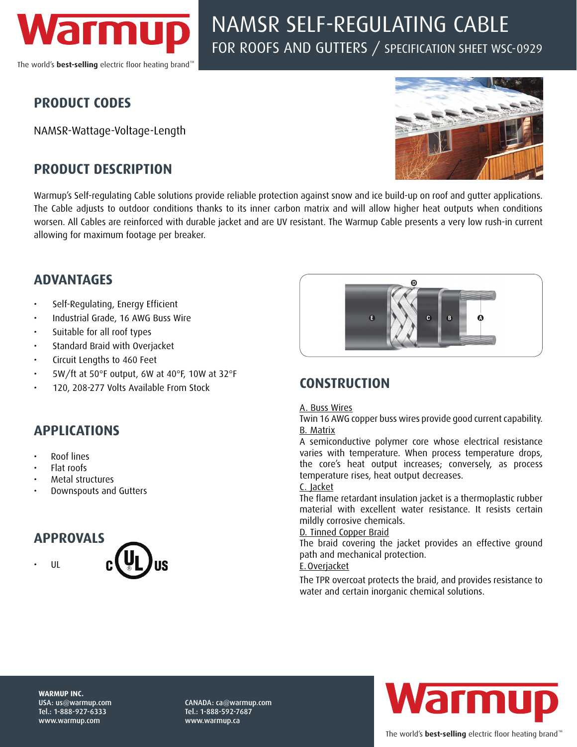# NAMSR SELF-REGULATING CABLE

FOR ROOFS AND GUTTERS / SPECIFICATION SHEET WSC-0929

## PRODUCT CODES

NAMSR-Wattage-Voltage-Length

## PRODUCT DESCRIPTION

Warmup's Self-regulating Cable solutions provide reliable protection against snow and ice build-up on roof and gutter applications. The Cable adjusts to outdoor conditions thanks to its inner carbon matrix and will allow higher heat outputs when conditions worsen. All Cables are reinforced with durable jacket and are UV resistant. The Warmup Cable presents a very low rush-in current allowing for maximum footage per breaker.

## ADVANTAGES

- Self-Regulating, Energy Efficient
- Industrial Grade, 16 AWG Buss Wire
- Suitable for all roof types
- Standard Braid with Overjacket
- Circuit Lengths to 460 Feet
- 5W/ft at 50°F output, 6W at 40°F, 10W at 32°F
- 120, 208-277 Volts Available From Stock

## APPLICATIONS

- Roof lines
- Flat roofs
- Metal structures
- Downspouts and Gutters

## APPROVALS

- UL

## CONSTRUCTION

A. Buss Wires
Twin 16 AWG copper buss wires provide good current capability.

B. Matrix
A semiconductive polymer core whose electrical resistance varies with temperature. When process temperature drops, the core's heat output increases; conversely, as process temperature rises, heat output decreases.

C. Jacket
The flame retardant insulation jacket is a thermoplastic rubber material with excellent water resistance. It resists certain mildly corrosive chemicals.

D. Tinned Copper Braid
The braid covering the jacket provides an effective ground path and mechanical protection.

E. Overjacket
The TPR overcoat protects the braid, and provides resistance to water and certain inorganic chemical solutions.

**WARMUP INC.**
USA: us@warmup.com
Tel.: 1-888-927-6333
www.warmup.com

CANADA: ca@warmup.com
Tel.: 1-888-592-7687
www.warmup.ca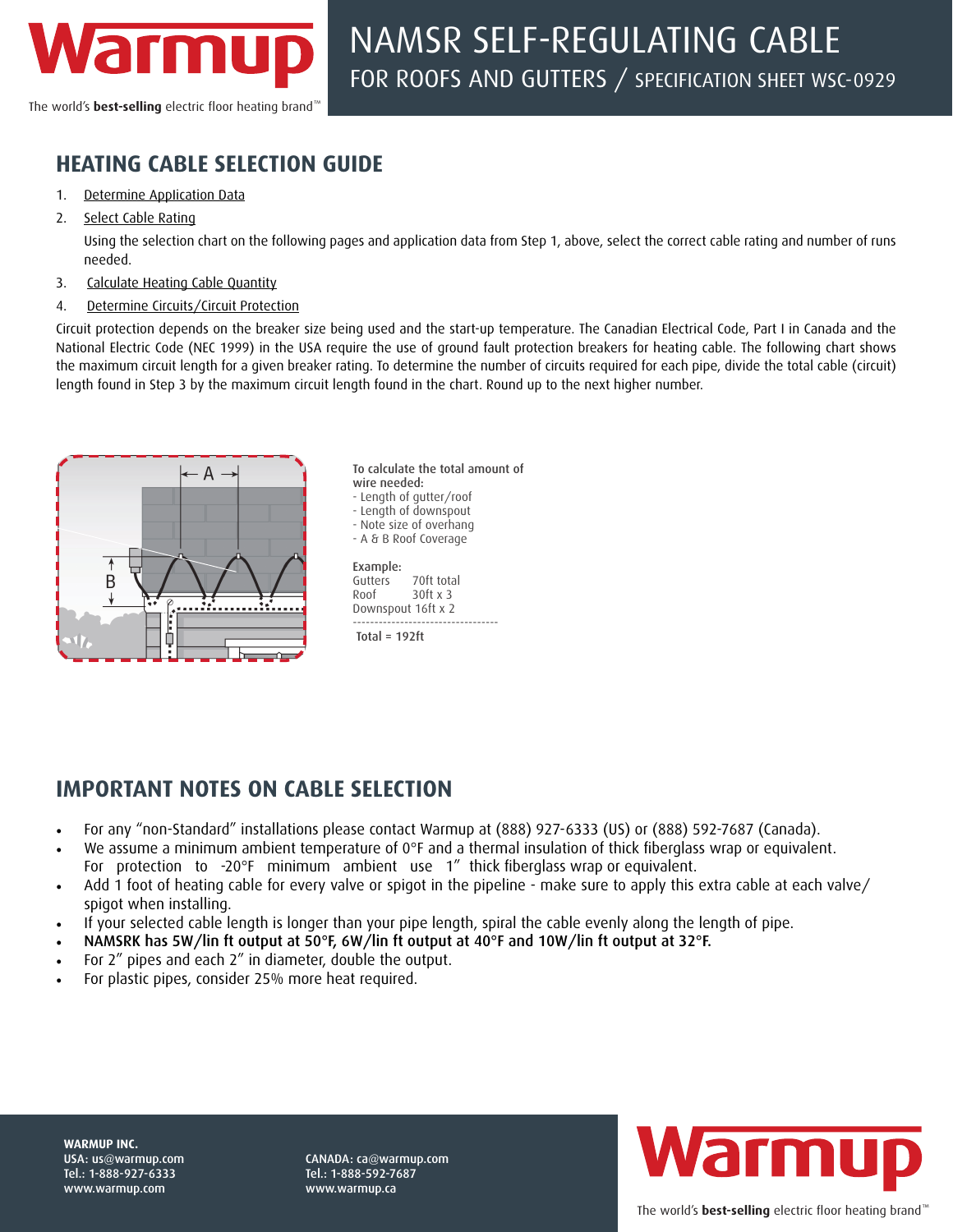## HEATING CABLE SELECTION GUIDE

1. Determine Application Data
2. Select Cable Rating

   Using the selection chart on the following pages and application data from Step 1, above, select the correct cable rating and number of runs needed.
3. Calculate Heating Cable Quantity
4. Determine Circuits/Circuit Protection

Circuit protection depends on the breaker size being used and the start-up temperature. The Canadian Electrical Code, Part I in Canada and the National Electric Code (NEC 1999) in the USA require the use of ground fault protection breakers for heating cable. The following chart shows the maximum circuit length for a given breaker rating. To determine the number of circuits required for each pipe, divide the total cable (circuit) length found in Step 3 by the maximum circuit length found in the chart. Round up to the next higher number.

**To calculate the total amount of wire needed:**
- Length of gutter/roof
- Length of downspout
- Note size of overhang
- A & B Roof Coverage

Example:

| | |
|---|---|
| Gutters | 70ft total |
| Roof | 30ft x 3 |
| Downspout | 16ft x 2 |
| Total = 192ft | |

## IMPORTANT NOTES ON CABLE SELECTION

- For any "non-Standard" installations please contact Warmup at (888) 927-6333 (US) or (888) 592-7687 (Canada).
- We assume a minimum ambient temperature of 0°F and a thermal insulation of thick fiberglass wrap or equivalent. For protection to -20°F minimum ambient use 1" thick fiberglass wrap or equivalent.
- Add 1 foot of heating cable for every valve or spigot in the pipeline - make sure to apply this extra cable at each valve/spigot when installing.
- If your selected cable length is longer than your pipe length, spiral the cable evenly along the length of pipe.
- **NAMSRK has 5W/lin ft output at 50°F, 6W/lin ft output at 40°F and 10W/lin ft output at 32°F.**
- For 2" pipes and each 2" in diameter, double the output.
- For plastic pipes, consider 25% more heat required.

**WARMUP INC.**
USA: us@warmup.com
Tel.: 1-888-927-6333
www.warmup.com

CANADA: ca@warmup.com
Tel.: 1-888-592-7687
www.warmup.ca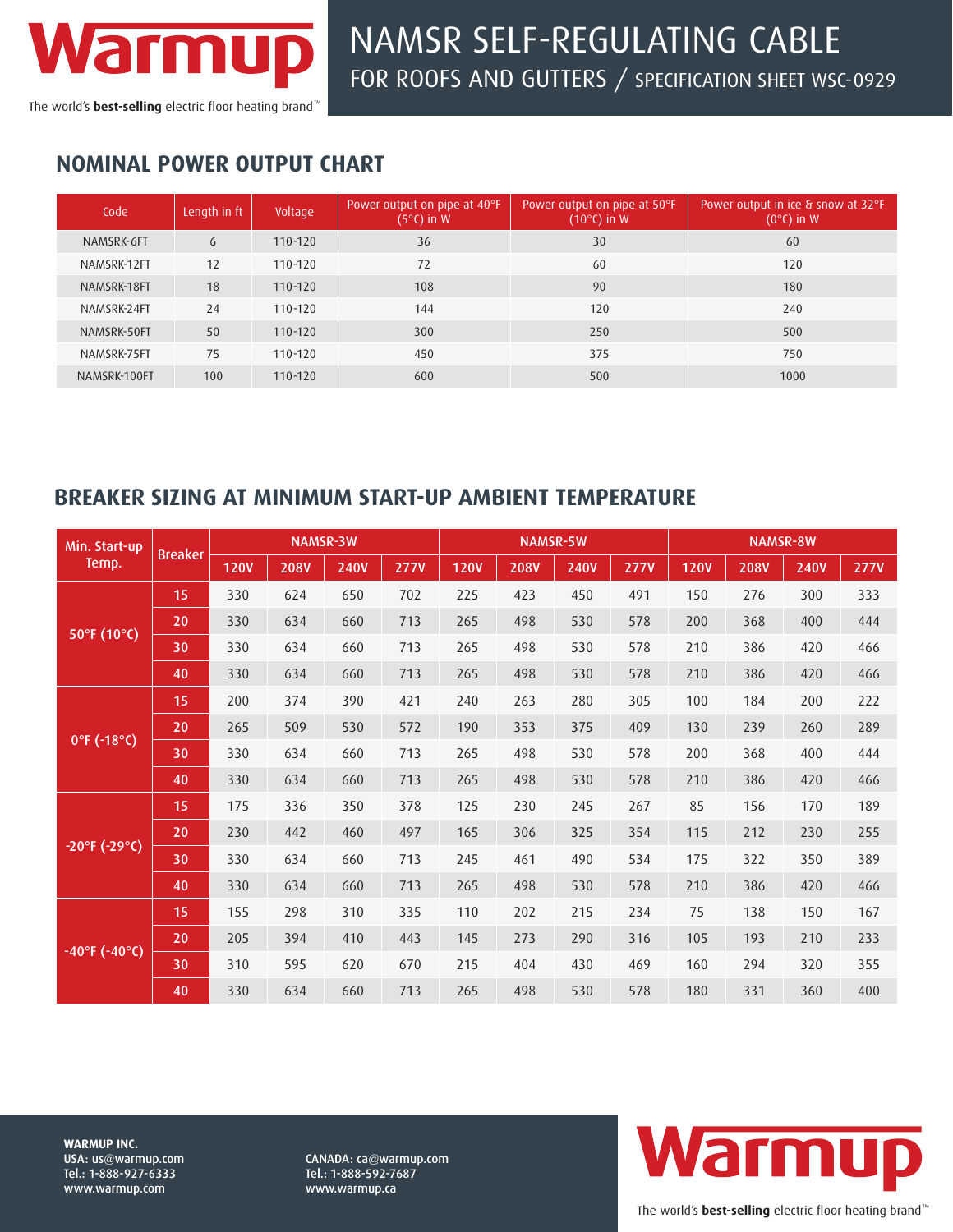# NAMSR SELF-REGULATING CABLE

FOR ROOFS AND GUTTERS / SPECIFICATION SHEET WSC-0929

## NOMINAL POWER OUTPUT CHART

| Code | Length in ft | Voltage | Power output on pipe at 40°F (5°C) in W | Power output on pipe at 50°F (10°C) in W | Power output in ice & snow at 32°F (0°C) in W |
|---|---|---|---|---|---|
| NAMSRK-6FT | 6 | 110-120 | 36 | 30 | 60 |
| NAMSRK-12FT | 12 | 110-120 | 72 | 60 | 120 |
| NAMSRK-18FT | 18 | 110-120 | 108 | 90 | 180 |
| NAMSRK-24FT | 24 | 110-120 | 144 | 120 | 240 |
| NAMSRK-50FT | 50 | 110-120 | 300 | 250 | 500 |
| NAMSRK-75FT | 75 | 110-120 | 450 | 375 | 750 |
| NAMSRK-100FT | 100 | 110-120 | 600 | 500 | 1000 |

## BREAKER SIZING AT MINIMUM START-UP AMBIENT TEMPERATURE

| Min. Start-up Temp. | Breaker | NAMSR-3W | | | | NAMSR-5W | | | | NAMSR-8W | | | |
|---|---|---|---|---|---|---|---|---|---|---|---|---|---|
| | | 120V | 208V | 240V | 277V | 120V | 208V | 240V | 277V | 120V | 208V | 240V | 277V |
| 50°F (10°C) | 15 | 330 | 624 | 650 | 702 | 225 | 423 | 450 | 491 | 150 | 276 | 300 | 333 |
| | 20 | 330 | 634 | 660 | 713 | 265 | 498 | 530 | 578 | 200 | 368 | 400 | 444 |
| | 30 | 330 | 634 | 660 | 713 | 265 | 498 | 530 | 578 | 210 | 386 | 420 | 466 |
| | 40 | 330 | 634 | 660 | 713 | 265 | 498 | 530 | 578 | 210 | 386 | 420 | 466 |
| 0°F (-18°C) | 15 | 200 | 374 | 390 | 421 | 240 | 263 | 280 | 305 | 100 | 184 | 200 | 222 |
| | 20 | 265 | 509 | 530 | 572 | 190 | 353 | 375 | 409 | 130 | 239 | 260 | 289 |
| | 30 | 330 | 634 | 660 | 713 | 265 | 498 | 530 | 578 | 200 | 368 | 400 | 444 |
| | 40 | 330 | 634 | 660 | 713 | 265 | 498 | 530 | 578 | 210 | 386 | 420 | 466 |
| -20°F (-29°C) | 15 | 175 | 336 | 350 | 378 | 125 | 230 | 245 | 267 | 85 | 156 | 170 | 189 |
| | 20 | 230 | 442 | 460 | 497 | 165 | 306 | 325 | 354 | 115 | 212 | 230 | 255 |
| | 30 | 330 | 634 | 660 | 713 | 245 | 461 | 490 | 534 | 175 | 322 | 350 | 389 |
| | 40 | 330 | 634 | 660 | 713 | 265 | 498 | 530 | 578 | 210 | 386 | 420 | 466 |
| -40°F (-40°C) | 15 | 155 | 298 | 310 | 335 | 110 | 202 | 215 | 234 | 75 | 138 | 150 | 167 |
| | 20 | 205 | 394 | 410 | 443 | 145 | 273 | 290 | 316 | 105 | 193 | 210 | 233 |
| | 30 | 310 | 595 | 620 | 670 | 215 | 404 | 430 | 469 | 160 | 294 | 320 | 355 |
| | 40 | 330 | 634 | 660 | 713 | 265 | 498 | 530 | 578 | 180 | 331 | 360 | 400 |

**WARMUP INC.**
**USA: us@warmup.com**
**Tel.: 1-888-927-6333**
**www.warmup.com**

**CANADA: ca@warmup.com**
**Tel.: 1-888-592-7687**
**www.warmup.ca**

The world's **best-selling** electric floor heating brand™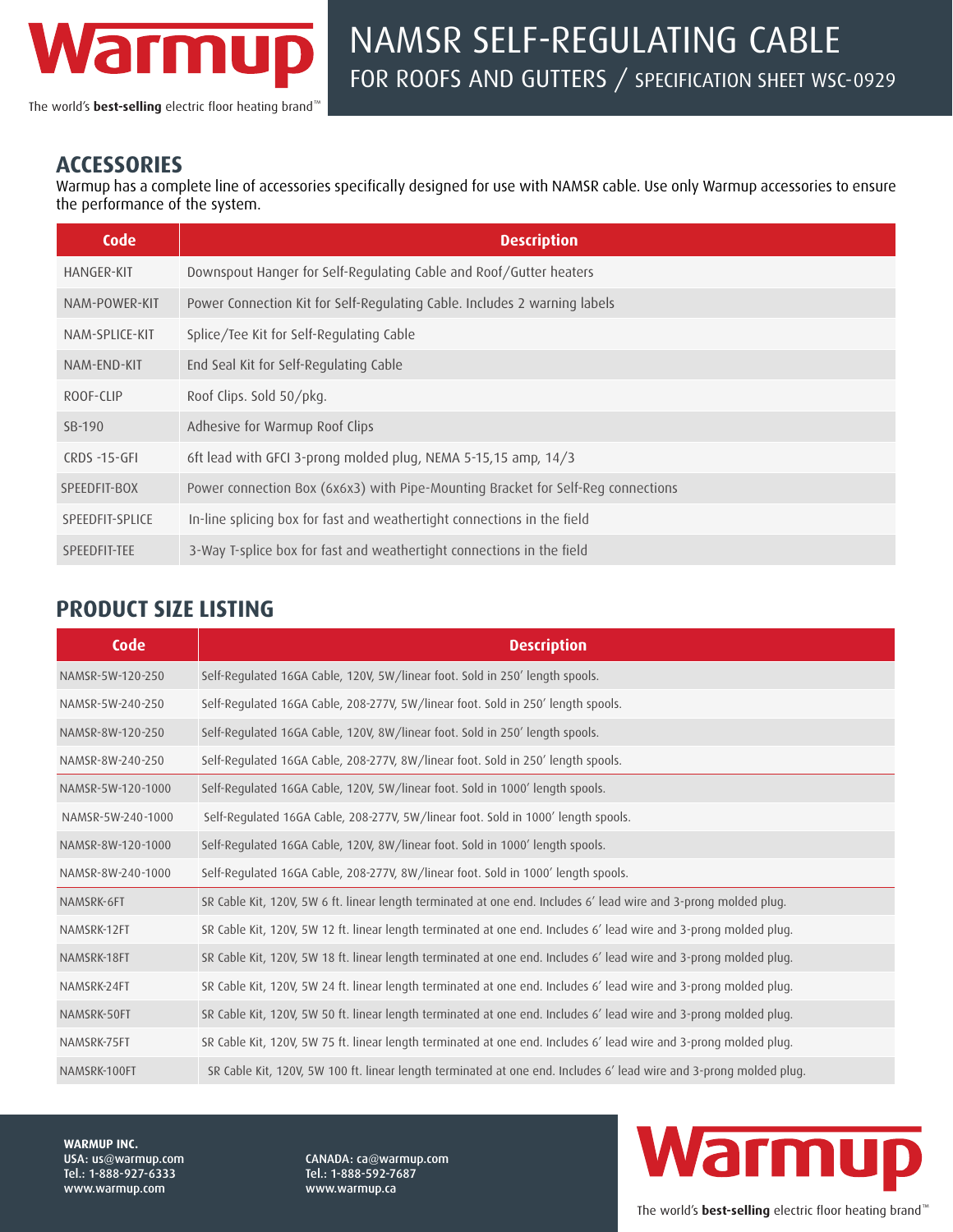# NAMSR SELF-REGULATING CABLE

FOR ROOFS AND GUTTERS / SPECIFICATION SHEET WSC-0929

## ACCESSORIES

Warmup has a complete line of accessories specifically designed for use with NAMSR cable. Use only Warmup accessories to ensure the performance of the system.

| Code | Description |
|---|---|
| HANGER-KIT | Downspout Hanger for Self-Regulating Cable and Roof/Gutter heaters |
| NAM-POWER-KIT | Power Connection Kit for Self-Regulating Cable. Includes 2 warning labels |
| NAM-SPLICE-KIT | Splice/Tee Kit for Self-Regulating Cable |
| NAM-END-KIT | End Seal Kit for Self-Regulating Cable |
| ROOF-CLIP | Roof Clips. Sold 50/pkg. |
| SB-190 | Adhesive for Warmup Roof Clips |
| CRDS -15-GFI | 6ft lead with GFCI 3-prong molded plug, NEMA 5-15,15 amp, 14/3 |
| SPEEDFIT-BOX | Power connection Box (6x6x3) with Pipe-Mounting Bracket for Self-Reg connections |
| SPEEDFIT-SPLICE | In-line splicing box for fast and weathertight connections in the field |
| SPEEDFIT-TEE | 3-Way T-splice box for fast and weathertight connections in the field |

## PRODUCT SIZE LISTING

| Code | Description |
|---|---|
| NAMSR-5W-120-250 | Self-Regulated 16GA Cable, 120V, 5W/linear foot. Sold in 250' length spools. |
| NAMSR-5W-240-250 | Self-Regulated 16GA Cable, 208-277V, 5W/linear foot. Sold in 250' length spools. |
| NAMSR-8W-120-250 | Self-Regulated 16GA Cable, 120V, 8W/linear foot. Sold in 250' length spools. |
| NAMSR-8W-240-250 | Self-Regulated 16GA Cable, 208-277V, 8W/linear foot. Sold in 250' length spools. |
| NAMSR-5W-120-1000 | Self-Regulated 16GA Cable, 120V, 5W/linear foot. Sold in 1000' length spools. |
| NAMSR-5W-240-1000 | Self-Regulated 16GA Cable, 208-277V, 5W/linear foot. Sold in 1000' length spools. |
| NAMSR-8W-120-1000 | Self-Regulated 16GA Cable, 120V, 8W/linear foot. Sold in 1000' length spools. |
| NAMSR-8W-240-1000 | Self-Regulated 16GA Cable, 208-277V, 8W/linear foot. Sold in 1000' length spools. |
| NAMSRK-6FT | SR Cable Kit, 120V, 5W 6 ft. linear length terminated at one end. Includes 6' lead wire and 3-prong molded plug. |
| NAMSRK-12FT | SR Cable Kit, 120V, 5W 12 ft. linear length terminated at one end. Includes 6' lead wire and 3-prong molded plug. |
| NAMSRK-18FT | SR Cable Kit, 120V, 5W 18 ft. linear length terminated at one end. Includes 6' lead wire and 3-prong molded plug. |
| NAMSRK-24FT | SR Cable Kit, 120V, 5W 24 ft. linear length terminated at one end. Includes 6' lead wire and 3-prong molded plug. |
| NAMSRK-50FT | SR Cable Kit, 120V, 5W 50 ft. linear length terminated at one end. Includes 6' lead wire and 3-prong molded plug. |
| NAMSRK-75FT | SR Cable Kit, 120V, 5W 75 ft. linear length terminated at one end. Includes 6' lead wire and 3-prong molded plug. |
| NAMSRK-100FT | SR Cable Kit, 120V, 5W 100 ft. linear length terminated at one end. Includes 6' lead wire and 3-prong molded plug. |

**WARMUP INC.**
**USA: us@warmup.com**
**Tel.: 1-888-927-6333**
**www.warmup.com**

**CANADA: ca@warmup.com**
**Tel.: 1-888-592-7687**
**www.warmup.ca**

Warmup

The world's **best-selling** electric floor heating brand™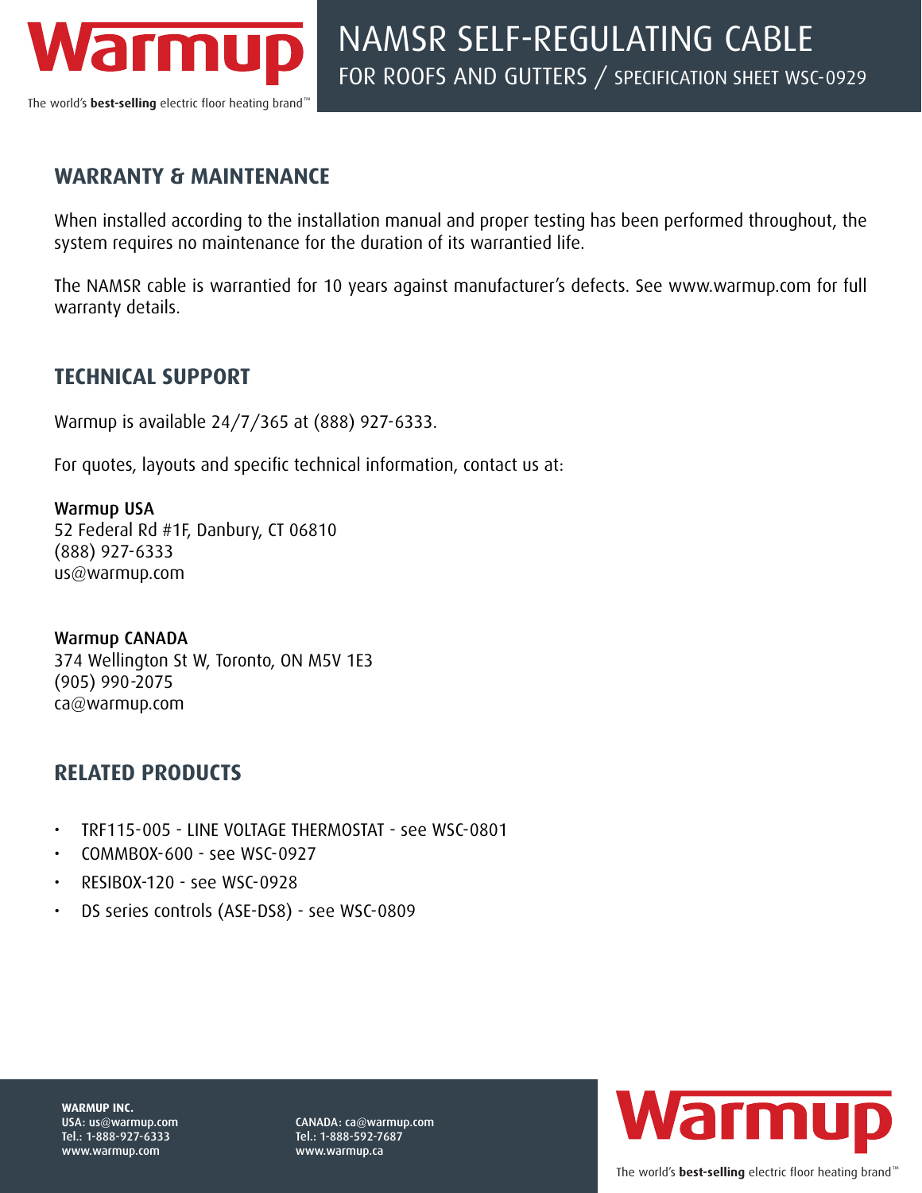## WARRANTY & MAINTENANCE

When installed according to the installation manual and proper testing has been performed throughout, the system requires no maintenance for the duration of its warrantied life.

The NAMSR cable is warrantied for 10 years against manufacturer's defects. See www.warmup.com for full warranty details.

## TECHNICAL SUPPORT

Warmup is available 24/7/365 at (888) 927-6333.

For quotes, layouts and specific technical information, contact us at:

Warmup USA
52 Federal Rd #1F, Danbury, CT 06810
(888) 927-6333
us@warmup.com

Warmup CANADA
374 Wellington St W, Toronto, ON M5V 1E3
(905) 990-2075
ca@warmup.com

## RELATED PRODUCTS

- TRF115-005 - LINE VOLTAGE THERMOSTAT - see WSC-0801
- COMMBOX-600 - see WSC-0927
- RESIBOX-120 - see WSC-0928
- DS series controls (ASE-DS8) - see WSC-0809